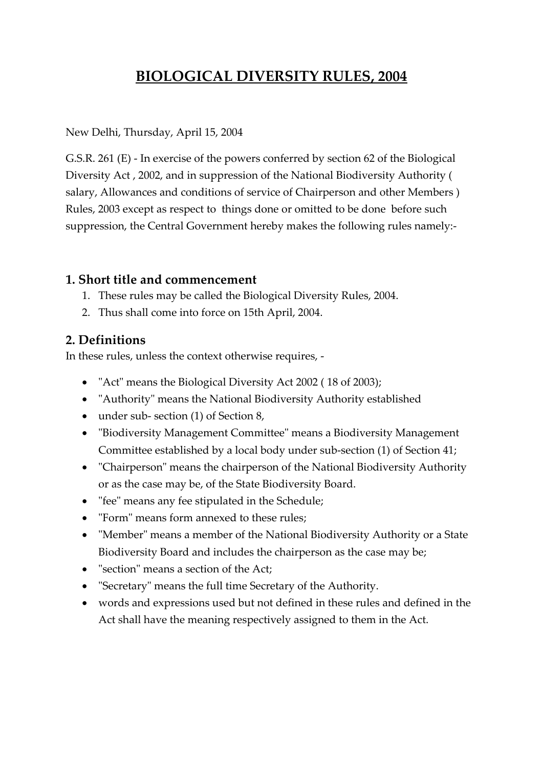# BIOLOGICAL DIVERSITY RULES, 2004

New Delhi, Thursday, April 15, 2004

G.S.R. 261 (E) - In exercise of the powers conferred by section 62 of the Biological Diversity Act , 2002, and in suppression of the National Biodiversity Authority ( salary, Allowances and conditions of service of Chairperson and other Members ) Rules, 2003 except as respect to things done or omitted to be done before such suppression, the Central Government hereby makes the following rules namely:-

## 1. Short title and commencement

1. These rules may be called the Biological Diversity Rules, 2004.
2. Thus shall come into force on 15th April, 2004.

## 2. Definitions

In these rules, unless the context otherwise requires, -

- "Act" means the Biological Diversity Act 2002 ( 18 of 2003);
- "Authority" means the National Biodiversity Authority established
- under sub- section (1) of Section 8,
- "Biodiversity Management Committee" means a Biodiversity Management Committee established by a local body under sub-section (1) of Section 41;
- "Chairperson" means the chairperson of the National Biodiversity Authority or as the case may be, of the State Biodiversity Board.
- "fee" means any fee stipulated in the Schedule;
- "Form" means form annexed to these rules;
- "Member" means a member of the National Biodiversity Authority or a State Biodiversity Board and includes the chairperson as the case may be;
- "section" means a section of the Act;
- "Secretary" means the full time Secretary of the Authority.
- words and expressions used but not defined in these rules and defined in the Act shall have the meaning respectively assigned to them in the Act.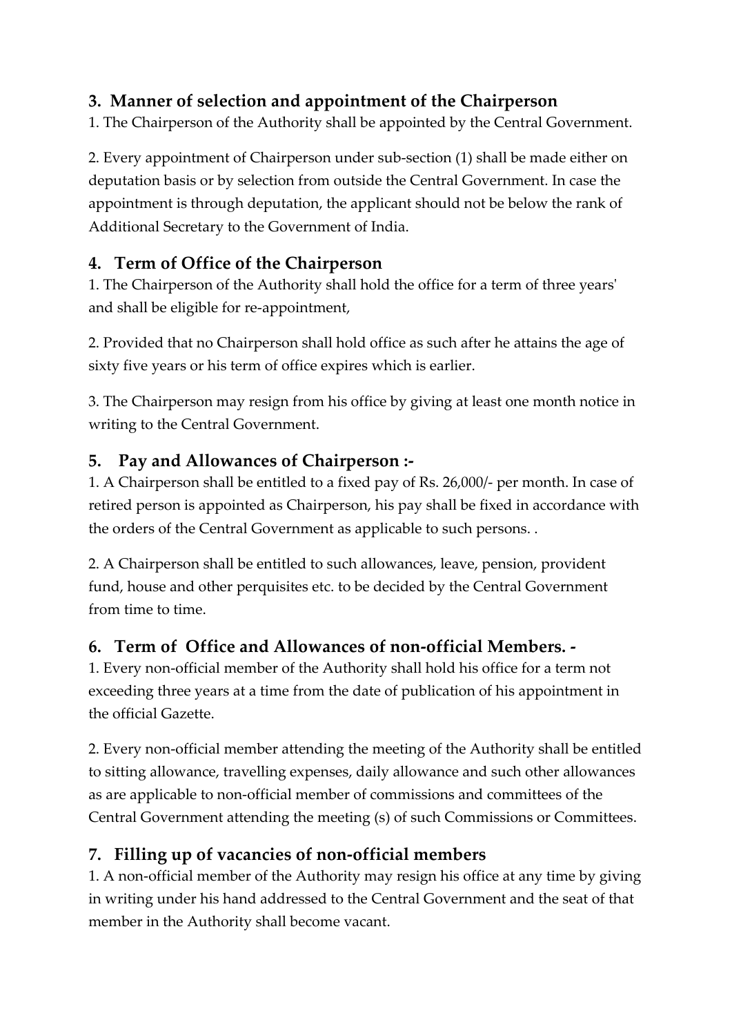## 3. Manner of selection and appointment of the Chairperson

1. The Chairperson of the Authority shall be appointed by the Central Government.

2. Every appointment of Chairperson under sub-section (1) shall be made either on deputation basis or by selection from outside the Central Government. In case the appointment is through deputation, the applicant should not be below the rank of Additional Secretary to the Government of India.

## 4. Term of Office of the Chairperson

1. The Chairperson of the Authority shall hold the office for a term of three years' and shall be eligible for re-appointment,

2. Provided that no Chairperson shall hold office as such after he attains the age of sixty five years or his term of office expires which is earlier.

3. The Chairperson may resign from his office by giving at least one month notice in writing to the Central Government.

## 5. Pay and Allowances of Chairperson :-

1. A Chairperson shall be entitled to a fixed pay of Rs. 26,000/- per month. In case of retired person is appointed as Chairperson, his pay shall be fixed in accordance with the orders of the Central Government as applicable to such persons. .

2. A Chairperson shall be entitled to such allowances, leave, pension, provident fund, house and other perquisites etc. to be decided by the Central Government from time to time.

## 6. Term of Office and Allowances of non-official Members. -

1. Every non-official member of the Authority shall hold his office for a term not exceeding three years at a time from the date of publication of his appointment in the official Gazette.

2. Every non-official member attending the meeting of the Authority shall be entitled to sitting allowance, travelling expenses, daily allowance and such other allowances as are applicable to non-official member of commissions and committees of the Central Government attending the meeting (s) of such Commissions or Committees.

## 7. Filling up of vacancies of non-official members

1. A non-official member of the Authority may resign his office at any time by giving in writing under his hand addressed to the Central Government and the seat of that member in the Authority shall become vacant.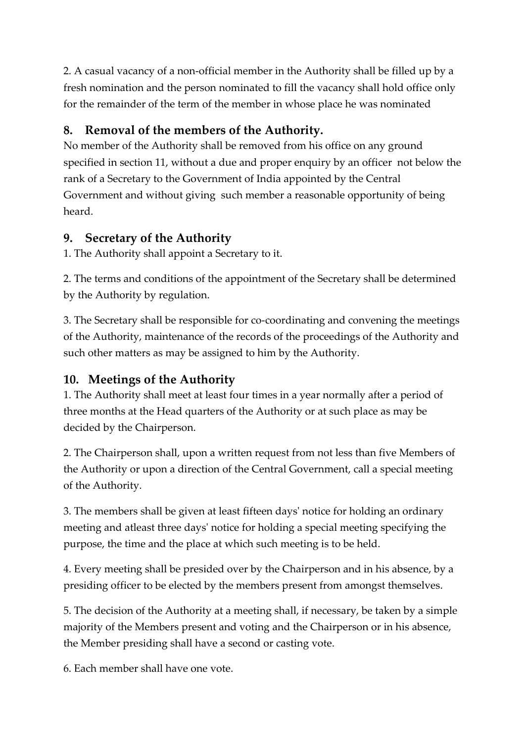2. A casual vacancy of a non-official member in the Authority shall be filled up by a fresh nomination and the person nominated to fill the vacancy shall hold office only for the remainder of the term of the member in whose place he was nominated

## 8. Removal of the members of the Authority.

No member of the Authority shall be removed from his office on any ground specified in section 11, without a due and proper enquiry by an officer not below the rank of a Secretary to the Government of India appointed by the Central Government and without giving such member a reasonable opportunity of being heard.

## 9. Secretary of the Authority

1. The Authority shall appoint a Secretary to it.

2. The terms and conditions of the appointment of the Secretary shall be determined by the Authority by regulation.

3. The Secretary shall be responsible for co-coordinating and convening the meetings of the Authority, maintenance of the records of the proceedings of the Authority and such other matters as may be assigned to him by the Authority.

## 10. Meetings of the Authority

1. The Authority shall meet at least four times in a year normally after a period of three months at the Head quarters of the Authority or at such place as may be decided by the Chairperson.

2. The Chairperson shall, upon a written request from not less than five Members of the Authority or upon a direction of the Central Government, call a special meeting of the Authority.

3. The members shall be given at least fifteen days' notice for holding an ordinary meeting and atleast three days' notice for holding a special meeting specifying the purpose, the time and the place at which such meeting is to be held.

4. Every meeting shall be presided over by the Chairperson and in his absence, by a presiding officer to be elected by the members present from amongst themselves.

5. The decision of the Authority at a meeting shall, if necessary, be taken by a simple majority of the Members present and voting and the Chairperson or in his absence, the Member presiding shall have a second or casting vote.

6. Each member shall have one vote.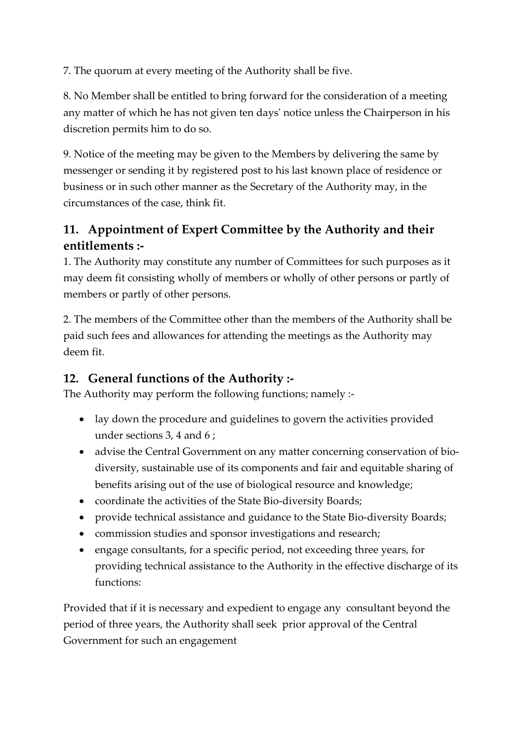7. The quorum at every meeting of the Authority shall be five.

8. No Member shall be entitled to bring forward for the consideration of a meeting any matter of which he has not given ten days' notice unless the Chairperson in his discretion permits him to do so.

9. Notice of the meeting may be given to the Members by delivering the same by messenger or sending it by registered post to his last known place of residence or business or in such other manner as the Secretary of the Authority may, in the circumstances of the case, think fit.

## 11. Appointment of Expert Committee by the Authority and their entitlements :-

1. The Authority may constitute any number of Committees for such purposes as it may deem fit consisting wholly of members or wholly of other persons or partly of members or partly of other persons.

2. The members of the Committee other than the members of the Authority shall be paid such fees and allowances for attending the meetings as the Authority may deem fit.

## 12. General functions of the Authority :-

The Authority may perform the following functions; namely :-

- lay down the procedure and guidelines to govern the activities provided under sections 3, 4 and 6 ;
- advise the Central Government on any matter concerning conservation of bio-diversity, sustainable use of its components and fair and equitable sharing of benefits arising out of the use of biological resource and knowledge;
- coordinate the activities of the State Bio-diversity Boards;
- provide technical assistance and guidance to the State Bio-diversity Boards;
- commission studies and sponsor investigations and research;
- engage consultants, for a specific period, not exceeding three years, for providing technical assistance to the Authority in the effective discharge of its functions:

Provided that if it is necessary and expedient to engage any consultant beyond the period of three years, the Authority shall seek prior approval of the Central Government for such an engagement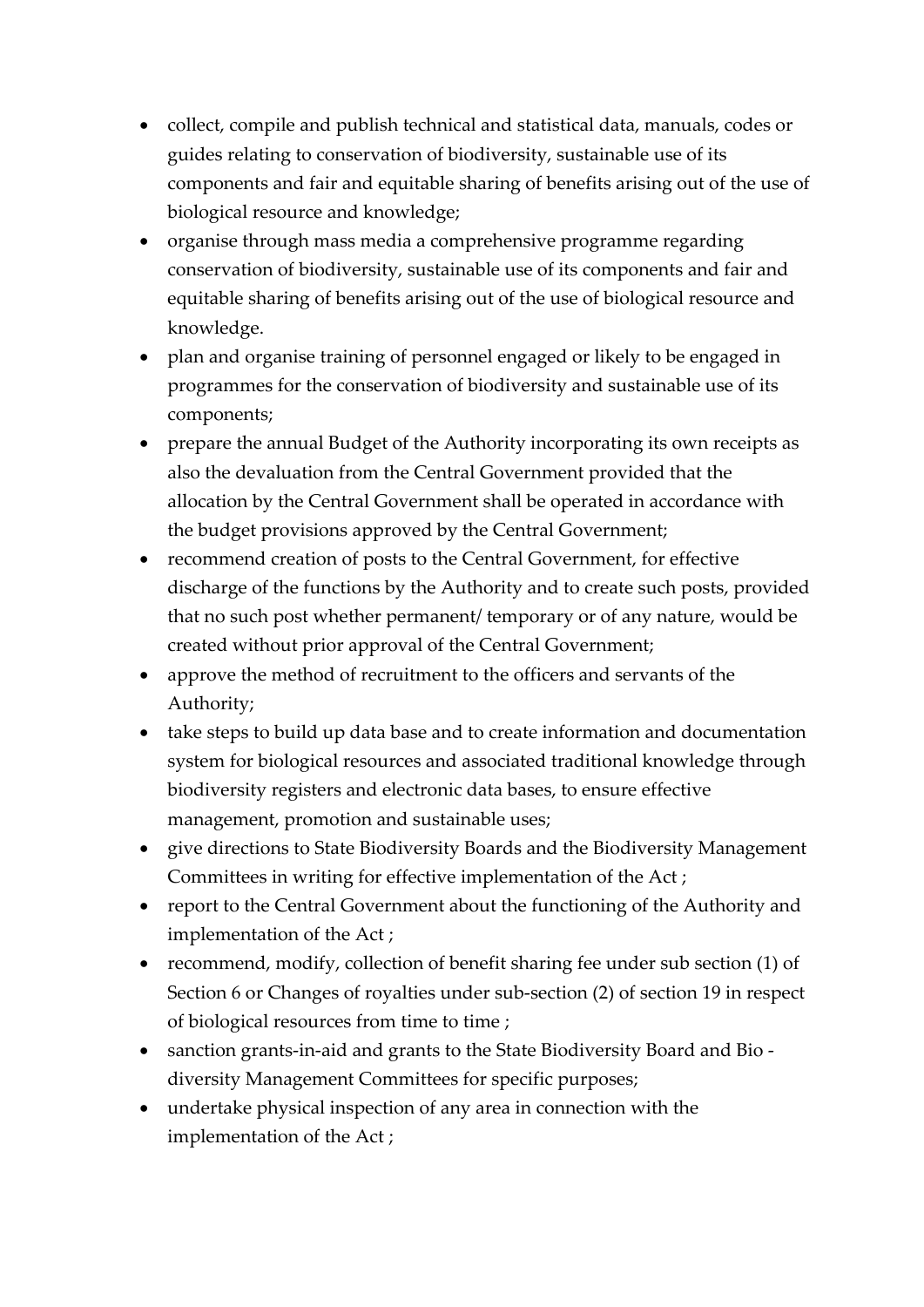- collect, compile and publish technical and statistical data, manuals, codes or guides relating to conservation of biodiversity, sustainable use of its components and fair and equitable sharing of benefits arising out of the use of biological resource and knowledge;
- organise through mass media a comprehensive programme regarding conservation of biodiversity, sustainable use of its components and fair and equitable sharing of benefits arising out of the use of biological resource and knowledge.
- plan and organise training of personnel engaged or likely to be engaged in programmes for the conservation of biodiversity and sustainable use of its components;
- prepare the annual Budget of the Authority incorporating its own receipts as also the devaluation from the Central Government provided that the allocation by the Central Government shall be operated in accordance with the budget provisions approved by the Central Government;
- recommend creation of posts to the Central Government, for effective discharge of the functions by the Authority and to create such posts, provided that no such post whether permanent/ temporary or of any nature, would be created without prior approval of the Central Government;
- approve the method of recruitment to the officers and servants of the Authority;
- take steps to build up data base and to create information and documentation system for biological resources and associated traditional knowledge through biodiversity registers and electronic data bases, to ensure effective management, promotion and sustainable uses;
- give directions to State Biodiversity Boards and the Biodiversity Management Committees in writing for effective implementation of the Act ;
- report to the Central Government about the functioning of the Authority and implementation of the Act ;
- recommend, modify, collection of benefit sharing fee under sub section (1) of Section 6 or Changes of royalties under sub-section (2) of section 19 in respect of biological resources from time to time ;
- sanction grants-in-aid and grants to the State Biodiversity Board and Bio - diversity Management Committees for specific purposes;
- undertake physical inspection of any area in connection with the implementation of the Act ;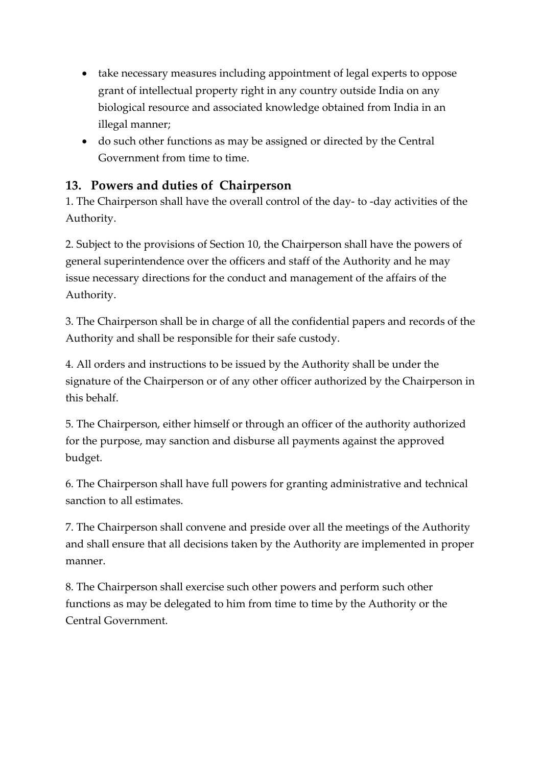- take necessary measures including appointment of legal experts to oppose grant of intellectual property right in any country outside India on any biological resource and associated knowledge obtained from India in an illegal manner;
- do such other functions as may be assigned or directed by the Central Government from time to time.

## 13. Powers and duties of Chairperson

1. The Chairperson shall have the overall control of the day- to -day activities of the Authority.

2. Subject to the provisions of Section 10, the Chairperson shall have the powers of general superintendence over the officers and staff of the Authority and he may issue necessary directions for the conduct and management of the affairs of the Authority.

3. The Chairperson shall be in charge of all the confidential papers and records of the Authority and shall be responsible for their safe custody.

4. All orders and instructions to be issued by the Authority shall be under the signature of the Chairperson or of any other officer authorized by the Chairperson in this behalf.

5. The Chairperson, either himself or through an officer of the authority authorized for the purpose, may sanction and disburse all payments against the approved budget.

6. The Chairperson shall have full powers for granting administrative and technical sanction to all estimates.

7. The Chairperson shall convene and preside over all the meetings of the Authority and shall ensure that all decisions taken by the Authority are implemented in proper manner.

8. The Chairperson shall exercise such other powers and perform such other functions as may be delegated to him from time to time by the Authority or the Central Government.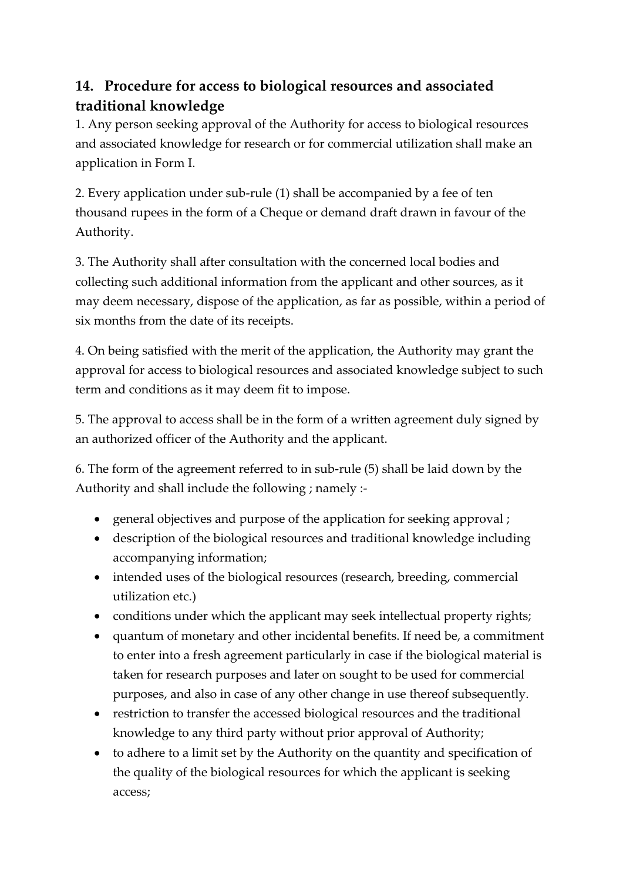## 14. Procedure for access to biological resources and associated traditional knowledge

1. Any person seeking approval of the Authority for access to biological resources and associated knowledge for research or for commercial utilization shall make an application in Form I.

2. Every application under sub-rule (1) shall be accompanied by a fee of ten thousand rupees in the form of a Cheque or demand draft drawn in favour of the Authority.

3. The Authority shall after consultation with the concerned local bodies and collecting such additional information from the applicant and other sources, as it may deem necessary, dispose of the application, as far as possible, within a period of six months from the date of its receipts.

4. On being satisfied with the merit of the application, the Authority may grant the approval for access to biological resources and associated knowledge subject to such term and conditions as it may deem fit to impose.

5. The approval to access shall be in the form of a written agreement duly signed by an authorized officer of the Authority and the applicant.

6. The form of the agreement referred to in sub-rule (5) shall be laid down by the Authority and shall include the following ; namely :-

- general objectives and purpose of the application for seeking approval ;
- description of the biological resources and traditional knowledge including accompanying information;
- intended uses of the biological resources (research, breeding, commercial utilization etc.)
- conditions under which the applicant may seek intellectual property rights;
- quantum of monetary and other incidental benefits. If need be, a commitment to enter into a fresh agreement particularly in case if the biological material is taken for research purposes and later on sought to be used for commercial purposes, and also in case of any other change in use thereof subsequently.
- restriction to transfer the accessed biological resources and the traditional knowledge to any third party without prior approval of Authority;
- to adhere to a limit set by the Authority on the quantity and specification of the quality of the biological resources for which the applicant is seeking access;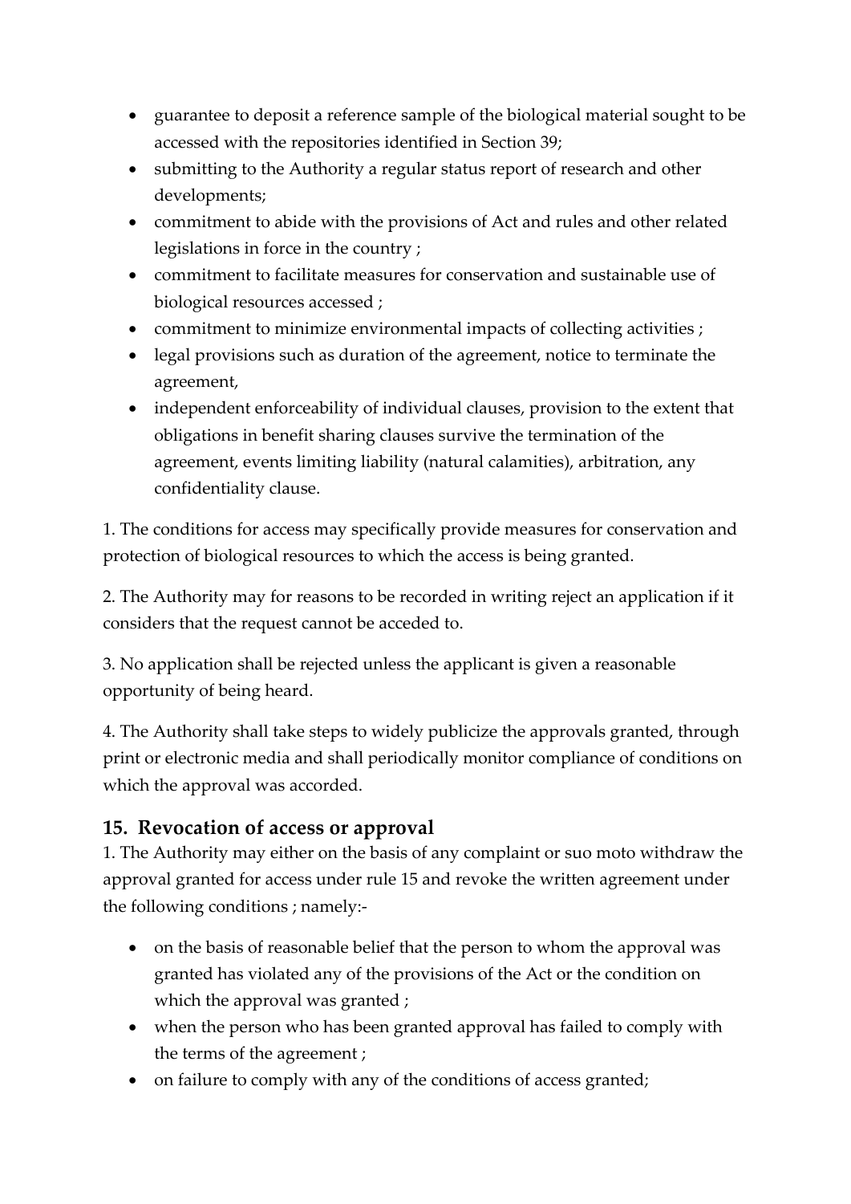- guarantee to deposit a reference sample of the biological material sought to be accessed with the repositories identified in Section 39;
- submitting to the Authority a regular status report of research and other developments;
- commitment to abide with the provisions of Act and rules and other related legislations in force in the country ;
- commitment to facilitate measures for conservation and sustainable use of biological resources accessed ;
- commitment to minimize environmental impacts of collecting activities ;
- legal provisions such as duration of the agreement, notice to terminate the agreement,
- independent enforceability of individual clauses, provision to the extent that obligations in benefit sharing clauses survive the termination of the agreement, events limiting liability (natural calamities), arbitration, any confidentiality clause.

1. The conditions for access may specifically provide measures for conservation and protection of biological resources to which the access is being granted.

2. The Authority may for reasons to be recorded in writing reject an application if it considers that the request cannot be acceded to.

3. No application shall be rejected unless the applicant is given a reasonable opportunity of being heard.

4. The Authority shall take steps to widely publicize the approvals granted, through print or electronic media and shall periodically monitor compliance of conditions on which the approval was accorded.

## 15. Revocation of access or approval

1. The Authority may either on the basis of any complaint or suo moto withdraw the approval granted for access under rule 15 and revoke the written agreement under the following conditions ; namely:-

- on the basis of reasonable belief that the person to whom the approval was granted has violated any of the provisions of the Act or the condition on which the approval was granted ;
- when the person who has been granted approval has failed to comply with the terms of the agreement ;
- on failure to comply with any of the conditions of access granted;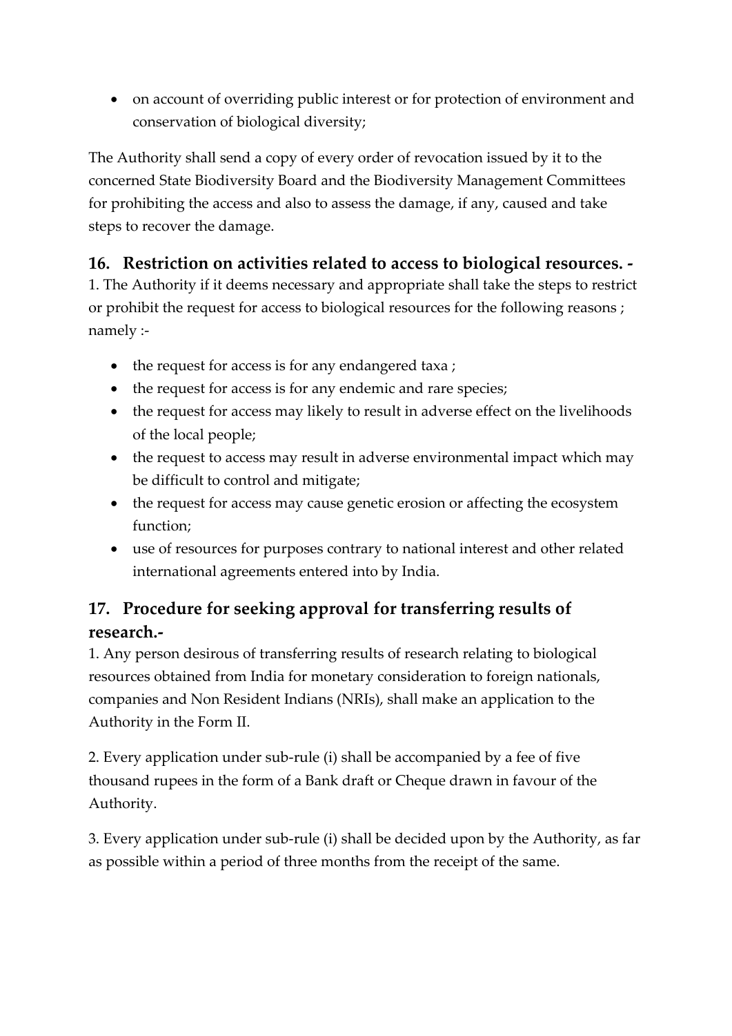- on account of overriding public interest or for protection of environment and conservation of biological diversity;

The Authority shall send a copy of every order of revocation issued by it to the concerned State Biodiversity Board and the Biodiversity Management Committees for prohibiting the access and also to assess the damage, if any, caused and take steps to recover the damage.

## 16. Restriction on activities related to access to biological resources. -

1. The Authority if it deems necessary and appropriate shall take the steps to restrict or prohibit the request for access to biological resources for the following reasons ; namely :-

- the request for access is for any endangered taxa ;
- the request for access is for any endemic and rare species;
- the request for access may likely to result in adverse effect on the livelihoods of the local people;
- the request to access may result in adverse environmental impact which may be difficult to control and mitigate;
- the request for access may cause genetic erosion or affecting the ecosystem function;
- use of resources for purposes contrary to national interest and other related international agreements entered into by India.

## 17. Procedure for seeking approval for transferring results of research.-

1. Any person desirous of transferring results of research relating to biological resources obtained from India for monetary consideration to foreign nationals, companies and Non Resident Indians (NRIs), shall make an application to the Authority in the Form II.

2. Every application under sub-rule (i) shall be accompanied by a fee of five thousand rupees in the form of a Bank draft or Cheque drawn in favour of the Authority.

3. Every application under sub-rule (i) shall be decided upon by the Authority, as far as possible within a period of three months from the receipt of the same.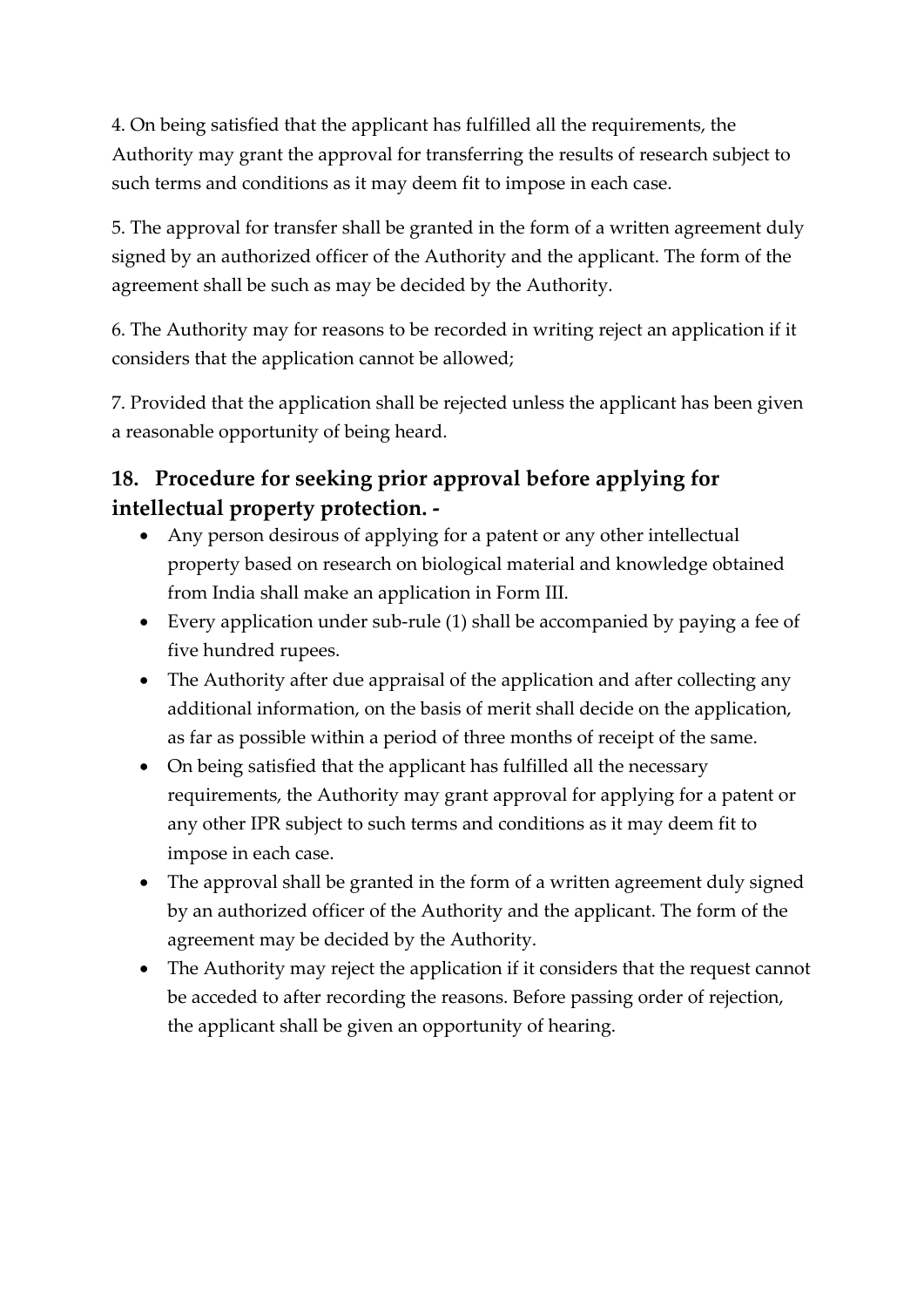4. On being satisfied that the applicant has fulfilled all the requirements, the Authority may grant the approval for transferring the results of research subject to such terms and conditions as it may deem fit to impose in each case.

5. The approval for transfer shall be granted in the form of a written agreement duly signed by an authorized officer of the Authority and the applicant. The form of the agreement shall be such as may be decided by the Authority.

6. The Authority may for reasons to be recorded in writing reject an application if it considers that the application cannot be allowed;

7. Provided that the application shall be rejected unless the applicant has been given a reasonable opportunity of being heard.

## 18. Procedure for seeking prior approval before applying for intellectual property protection. -

- Any person desirous of applying for a patent or any other intellectual property based on research on biological material and knowledge obtained from India shall make an application in Form III.
- Every application under sub-rule (1) shall be accompanied by paying a fee of five hundred rupees.
- The Authority after due appraisal of the application and after collecting any additional information, on the basis of merit shall decide on the application, as far as possible within a period of three months of receipt of the same.
- On being satisfied that the applicant has fulfilled all the necessary requirements, the Authority may grant approval for applying for a patent or any other IPR subject to such terms and conditions as it may deem fit to impose in each case.
- The approval shall be granted in the form of a written agreement duly signed by an authorized officer of the Authority and the applicant. The form of the agreement may be decided by the Authority.
- The Authority may reject the application if it considers that the request cannot be acceded to after recording the reasons. Before passing order of rejection, the applicant shall be given an opportunity of hearing.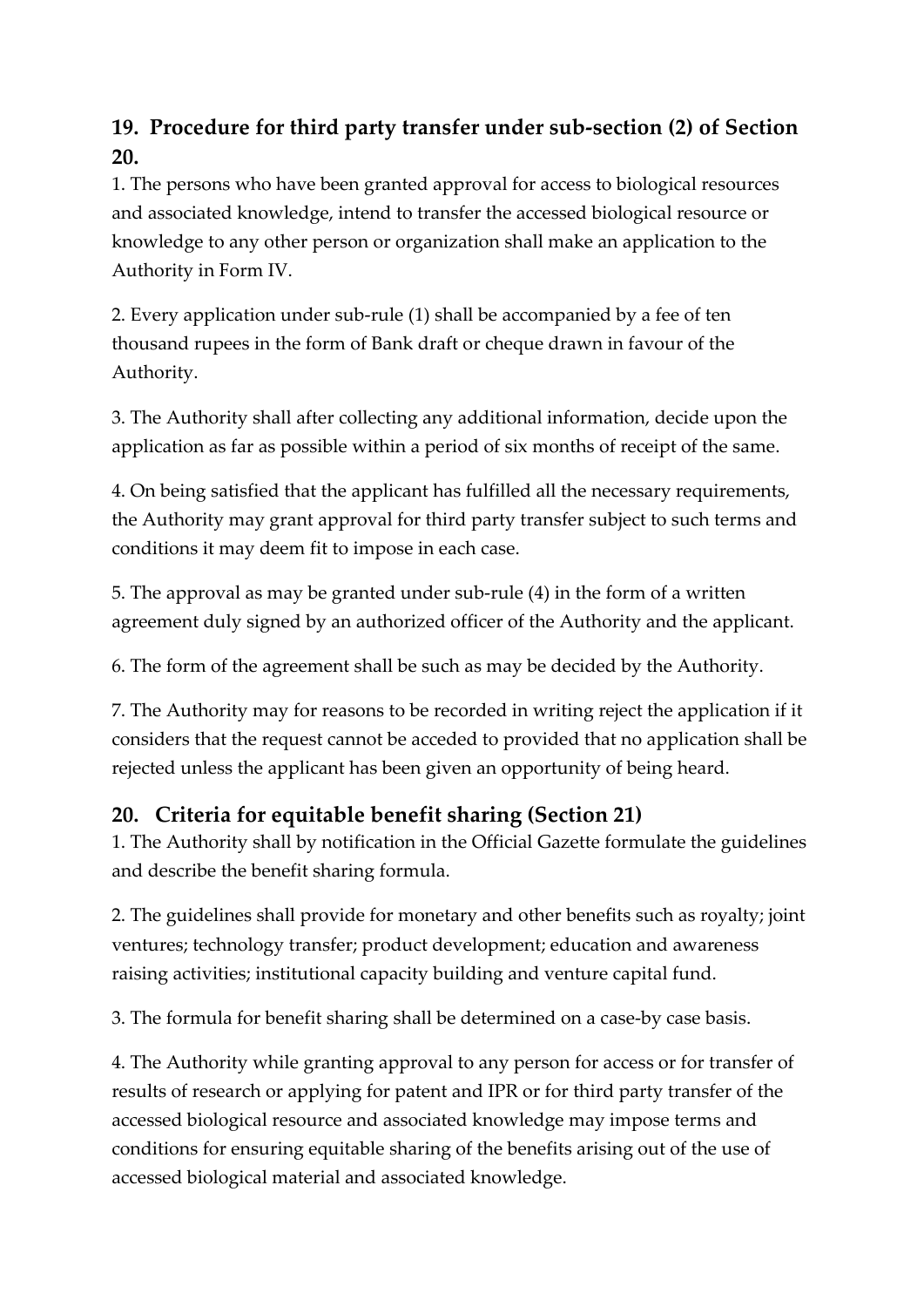## 19. Procedure for third party transfer under sub-section (2) of Section 20.

1. The persons who have been granted approval for access to biological resources and associated knowledge, intend to transfer the accessed biological resource or knowledge to any other person or organization shall make an application to the Authority in Form IV.

2. Every application under sub-rule (1) shall be accompanied by a fee of ten thousand rupees in the form of Bank draft or cheque drawn in favour of the Authority.

3. The Authority shall after collecting any additional information, decide upon the application as far as possible within a period of six months of receipt of the same.

4. On being satisfied that the applicant has fulfilled all the necessary requirements, the Authority may grant approval for third party transfer subject to such terms and conditions it may deem fit to impose in each case.

5. The approval as may be granted under sub-rule (4) in the form of a written agreement duly signed by an authorized officer of the Authority and the applicant.

6. The form of the agreement shall be such as may be decided by the Authority.

7. The Authority may for reasons to be recorded in writing reject the application if it considers that the request cannot be acceded to provided that no application shall be rejected unless the applicant has been given an opportunity of being heard.

## 20. Criteria for equitable benefit sharing (Section 21)

1. The Authority shall by notification in the Official Gazette formulate the guidelines and describe the benefit sharing formula.

2. The guidelines shall provide for monetary and other benefits such as royalty; joint ventures; technology transfer; product development; education and awareness raising activities; institutional capacity building and venture capital fund.

3. The formula for benefit sharing shall be determined on a case-by case basis.

4. The Authority while granting approval to any person for access or for transfer of results of research or applying for patent and IPR or for third party transfer of the accessed biological resource and associated knowledge may impose terms and conditions for ensuring equitable sharing of the benefits arising out of the use of accessed biological material and associated knowledge.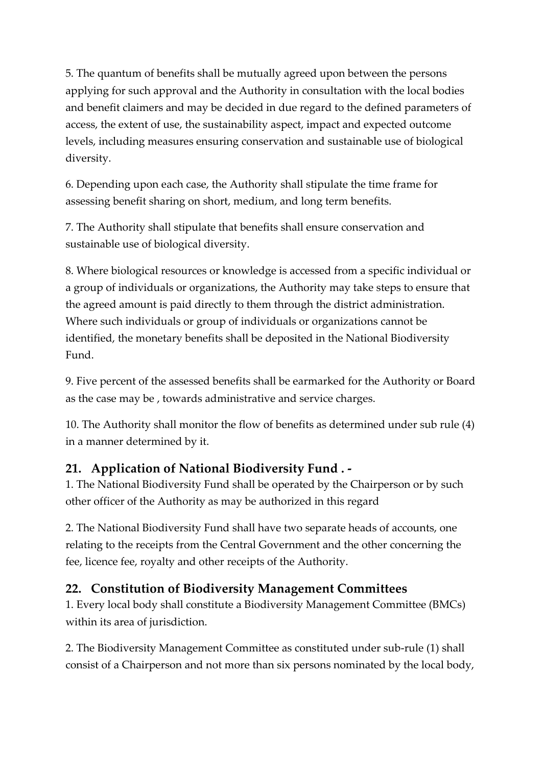5. The quantum of benefits shall be mutually agreed upon between the persons applying for such approval and the Authority in consultation with the local bodies and benefit claimers and may be decided in due regard to the defined parameters of access, the extent of use, the sustainability aspect, impact and expected outcome levels, including measures ensuring conservation and sustainable use of biological diversity.

6. Depending upon each case, the Authority shall stipulate the time frame for assessing benefit sharing on short, medium, and long term benefits.

7. The Authority shall stipulate that benefits shall ensure conservation and sustainable use of biological diversity.

8. Where biological resources or knowledge is accessed from a specific individual or a group of individuals or organizations, the Authority may take steps to ensure that the agreed amount is paid directly to them through the district administration. Where such individuals or group of individuals or organizations cannot be identified, the monetary benefits shall be deposited in the National Biodiversity Fund.

9. Five percent of the assessed benefits shall be earmarked for the Authority or Board as the case may be , towards administrative and service charges.

10. The Authority shall monitor the flow of benefits as determined under sub rule (4) in a manner determined by it.

## 21. Application of National Biodiversity Fund . -

1. The National Biodiversity Fund shall be operated by the Chairperson or by such other officer of the Authority as may be authorized in this regard

2. The National Biodiversity Fund shall have two separate heads of accounts, one relating to the receipts from the Central Government and the other concerning the fee, licence fee, royalty and other receipts of the Authority.

## 22. Constitution of Biodiversity Management Committees

1. Every local body shall constitute a Biodiversity Management Committee (BMCs) within its area of jurisdiction.

2. The Biodiversity Management Committee as constituted under sub-rule (1) shall consist of a Chairperson and not more than six persons nominated by the local body,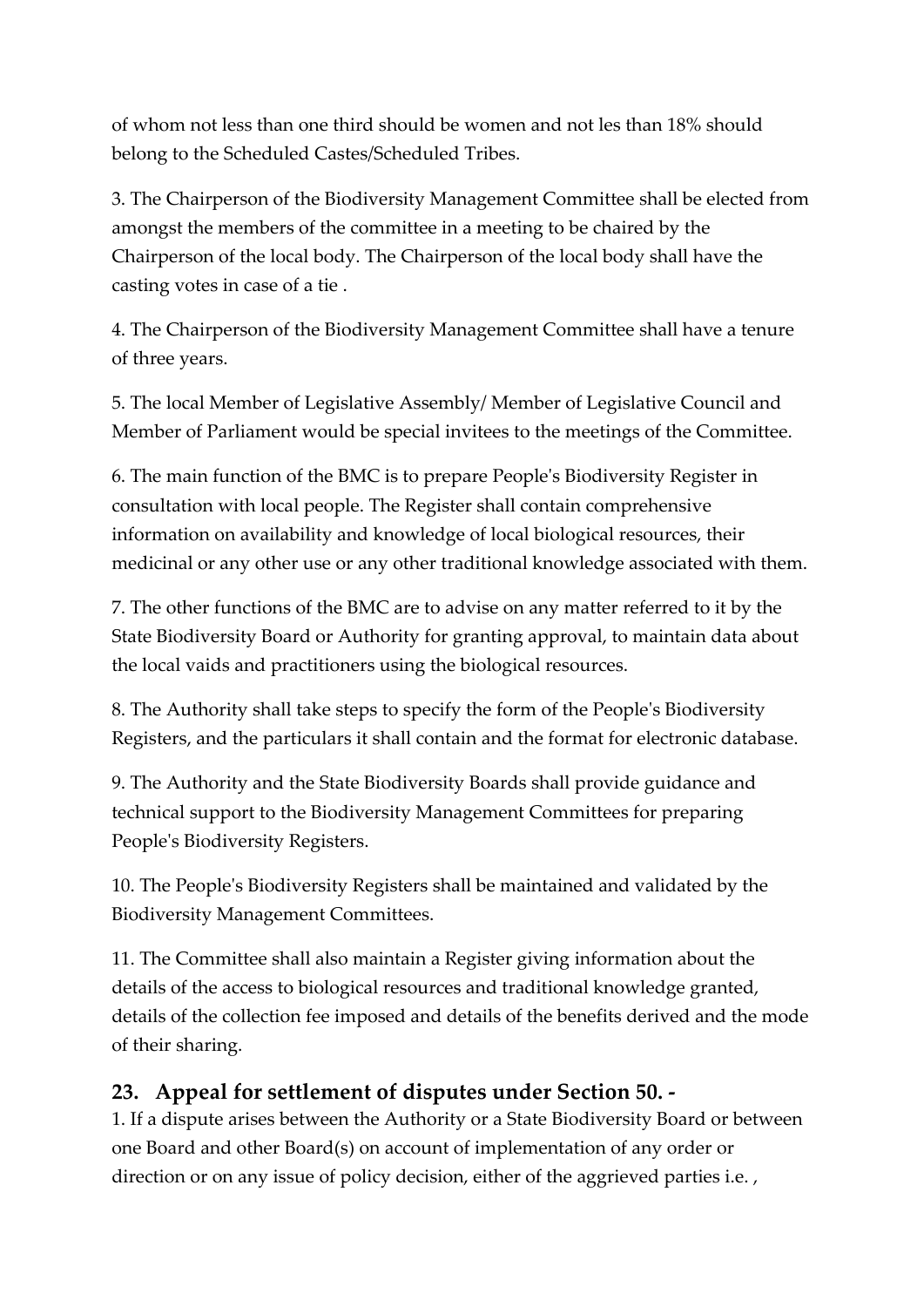of whom not less than one third should be women and not les than 18% should belong to the Scheduled Castes/Scheduled Tribes.

3. The Chairperson of the Biodiversity Management Committee shall be elected from amongst the members of the committee in a meeting to be chaired by the Chairperson of the local body. The Chairperson of the local body shall have the casting votes in case of a tie .

4. The Chairperson of the Biodiversity Management Committee shall have a tenure of three years.

5. The local Member of Legislative Assembly/ Member of Legislative Council and Member of Parliament would be special invitees to the meetings of the Committee.

6. The main function of the BMC is to prepare People's Biodiversity Register in consultation with local people. The Register shall contain comprehensive information on availability and knowledge of local biological resources, their medicinal or any other use or any other traditional knowledge associated with them.

7. The other functions of the BMC are to advise on any matter referred to it by the State Biodiversity Board or Authority for granting approval, to maintain data about the local vaids and practitioners using the biological resources.

8. The Authority shall take steps to specify the form of the People's Biodiversity Registers, and the particulars it shall contain and the format for electronic database.

9. The Authority and the State Biodiversity Boards shall provide guidance and technical support to the Biodiversity Management Committees for preparing People's Biodiversity Registers.

10. The People's Biodiversity Registers shall be maintained and validated by the Biodiversity Management Committees.

11. The Committee shall also maintain a Register giving information about the details of the access to biological resources and traditional knowledge granted, details of the collection fee imposed and details of the benefits derived and the mode of their sharing.

## 23. Appeal for settlement of disputes under Section 50. -

1. If a dispute arises between the Authority or a State Biodiversity Board or between one Board and other Board(s) on account of implementation of any order or direction or on any issue of policy decision, either of the aggrieved parties i.e. ,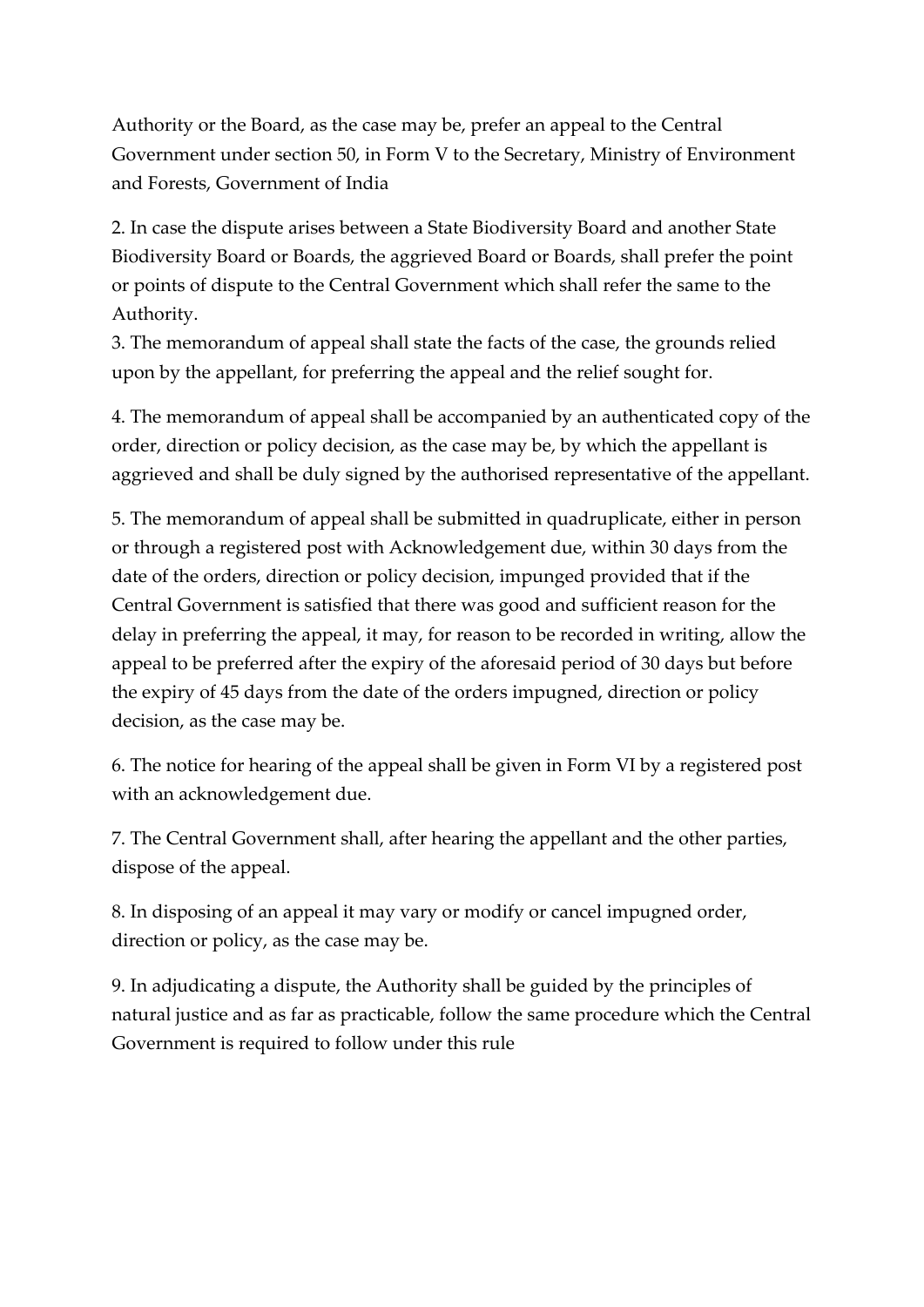Authority or the Board, as the case may be, prefer an appeal to the Central Government under section 50, in Form V to the Secretary, Ministry of Environment and Forests, Government of India

2. In case the dispute arises between a State Biodiversity Board and another State Biodiversity Board or Boards, the aggrieved Board or Boards, shall prefer the point or points of dispute to the Central Government which shall refer the same to the Authority.

3. The memorandum of appeal shall state the facts of the case, the grounds relied upon by the appellant, for preferring the appeal and the relief sought for.

4. The memorandum of appeal shall be accompanied by an authenticated copy of the order, direction or policy decision, as the case may be, by which the appellant is aggrieved and shall be duly signed by the authorised representative of the appellant.

5. The memorandum of appeal shall be submitted in quadruplicate, either in person or through a registered post with Acknowledgement due, within 30 days from the date of the orders, direction or policy decision, impunged provided that if the Central Government is satisfied that there was good and sufficient reason for the delay in preferring the appeal, it may, for reason to be recorded in writing, allow the appeal to be preferred after the expiry of the aforesaid period of 30 days but before the expiry of 45 days from the date of the orders impugned, direction or policy decision, as the case may be.

6. The notice for hearing of the appeal shall be given in Form VI by a registered post with an acknowledgement due.

7. The Central Government shall, after hearing the appellant and the other parties, dispose of the appeal.

8. In disposing of an appeal it may vary or modify or cancel impugned order, direction or policy, as the case may be.

9. In adjudicating a dispute, the Authority shall be guided by the principles of natural justice and as far as practicable, follow the same procedure which the Central Government is required to follow under this rule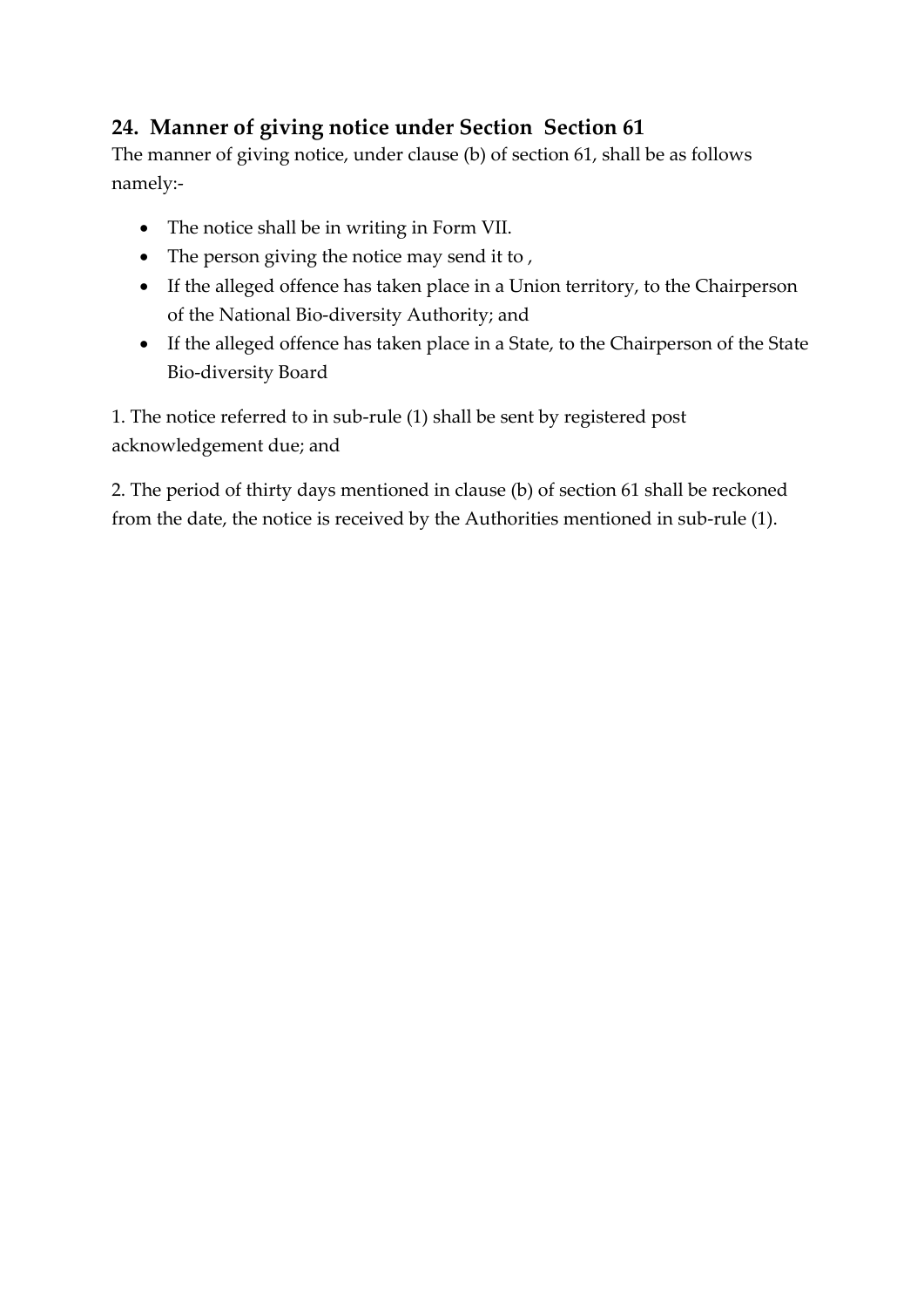## 24. Manner of giving notice under Section Section 61

The manner of giving notice, under clause (b) of section 61, shall be as follows namely:-

- The notice shall be in writing in Form VII.
- The person giving the notice may send it to ,
- If the alleged offence has taken place in a Union territory, to the Chairperson of the National Bio-diversity Authority; and
- If the alleged offence has taken place in a State, to the Chairperson of the State Bio-diversity Board

1. The notice referred to in sub-rule (1) shall be sent by registered post acknowledgement due; and

2. The period of thirty days mentioned in clause (b) of section 61 shall be reckoned from the date, the notice is received by the Authorities mentioned in sub-rule (1).